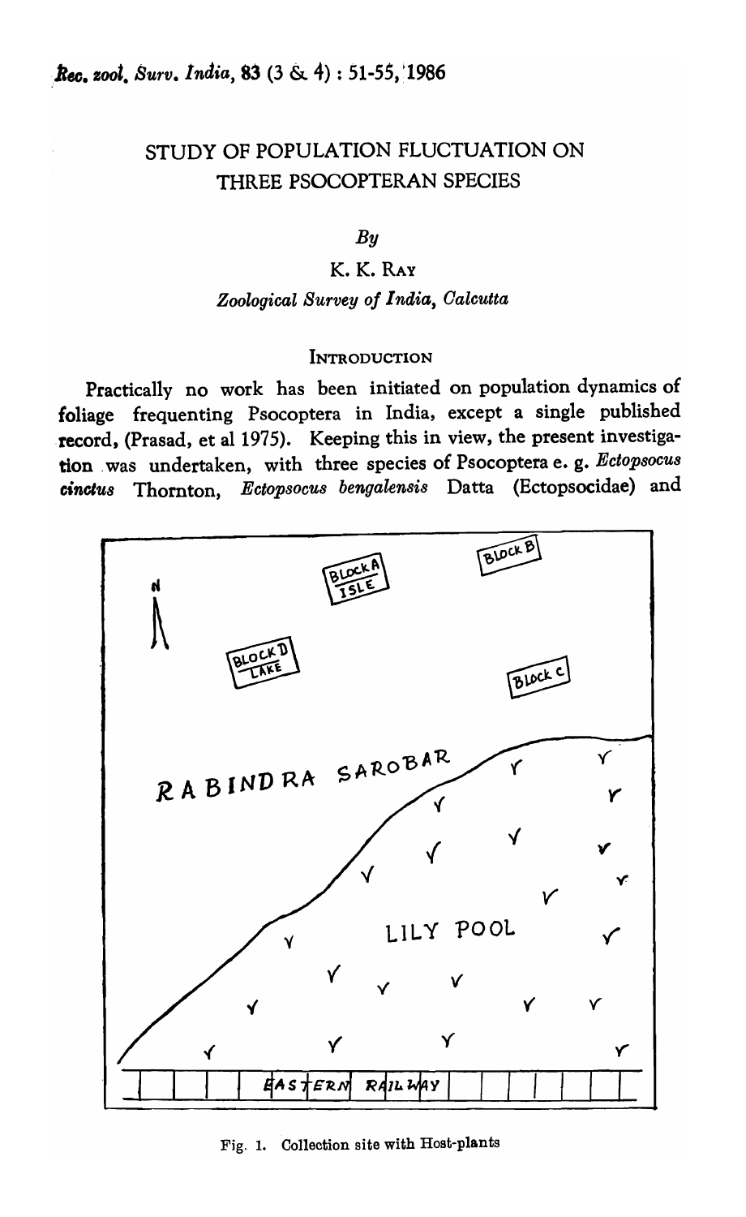# STUDY OF POPULATION FLUCTUATION ON THREE PSOCOPTERAN SPECIES

*By*

K. K. RAY

*Zoological Survey of India, Calcutta*

## INTRODUCTION

Practically no work has been initiated on population dynamics of foliage frequenting Psocoptera in India, except a single published record, (Prasad, et al 1975). Keeping this in view, the present investigation was undertaken, with three species of Psocoptera e. g. *Ectopsocus cinctus* Thornton, *Ectopsocus bengalensis* Datta (Ectopsocidae) and

Fig. 1. Collection site with Host-plants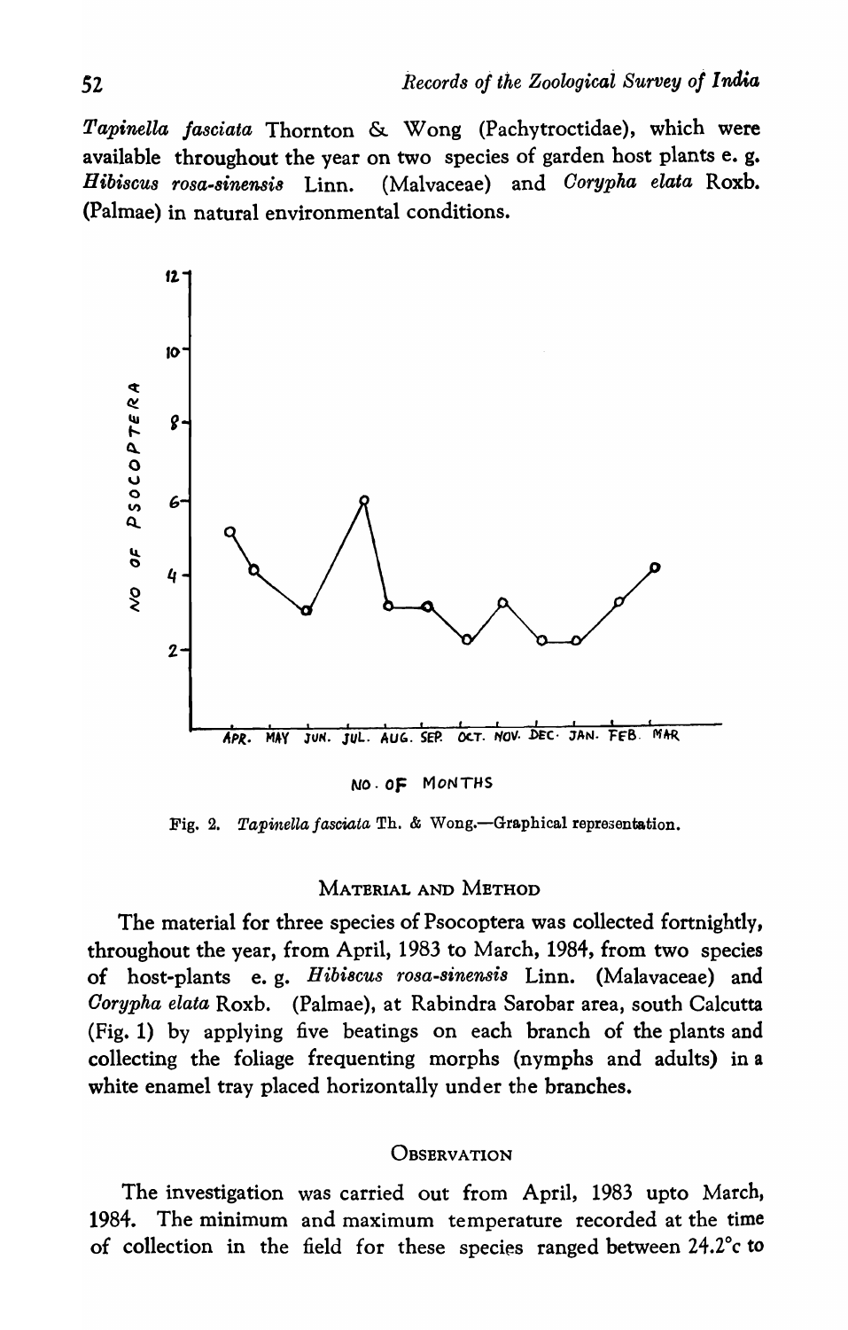*Tapinella fasciata* Thornton & Wong (Pachytroctidae), which were available throughout the year on two species of garden host plants e. g. *Hibiscus rosa-sinensis* Linn. (Malvaceae) and *Corypha elata* Roxb. (Palmae) in natural environmental conditions.

Fig. 2. *Tapinella fasciata* Th. & Wong.—Graphical representation.

## Material and Method

The material for three species of Psocoptera was collected fortnightly, throughout the year, from April, 1983 to March, 1984, from two species of host-plants e. g. *Hibiscus rosa-sinensis* Linn. (Malavaceae) and *Corypha elata* Roxb. (Palmae), at Rabindra Sarobar area, south Calcutta (Fig. 1) by applying five beatings on each branch of the plants and collecting the foliage frequenting morphs (nymphs and adults) in a white enamel tray placed horizontally under the branches.

## Observation

The investigation was carried out from April, 1983 upto March, 1984. The minimum and maximum temperature recorded at the time of collection in the field for these species ranged between 24.2°c to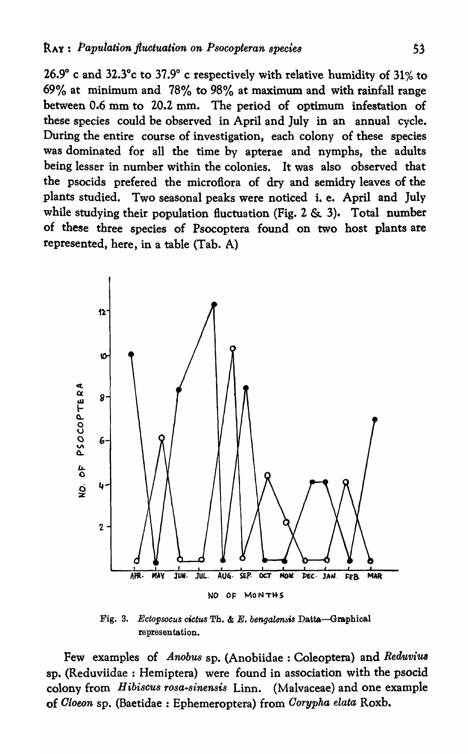26.9° c and 32.3°c to 37.9° c respectively with relative humidity of 31% to 69% at minimum and 78% to 98% at maximum and with rainfall range between 0.6 mm to 20.2 mm. The period of optimum infestation of these species could be observed in April and July in an annual cycle. During the entire course of investigation, each colony of these species was dominated for all the time by apterae and nymphs, the adults being lesser in number within the colonies. It was also observed that the psocids prefered the microflora of dry and semidry leaves of the plants studied. Two seasonal peaks were noticed i. e. April and July while studying their population fluctuation (Fig. 2 & 3). Total number of these three species of Psocoptera found on two host plants are represented, here, in a table (Tab. A)

Fig. 3. *Ectopsocus cictus* Th. & *E. bengalensis* Datta—Graphical representation.

Few examples of *Anobus* sp. (Anobiidae : Coleoptera) and *Reduvius* sp. (Reduviidae : Hemiptera) were found in association with the psocid colony from *Hibiscus rosa-sinensis* Linn. (Malvaceae) and one example of *Cloeon* sp. (Baetidae : Ephemeroptera) from *Corypha elata* Roxb.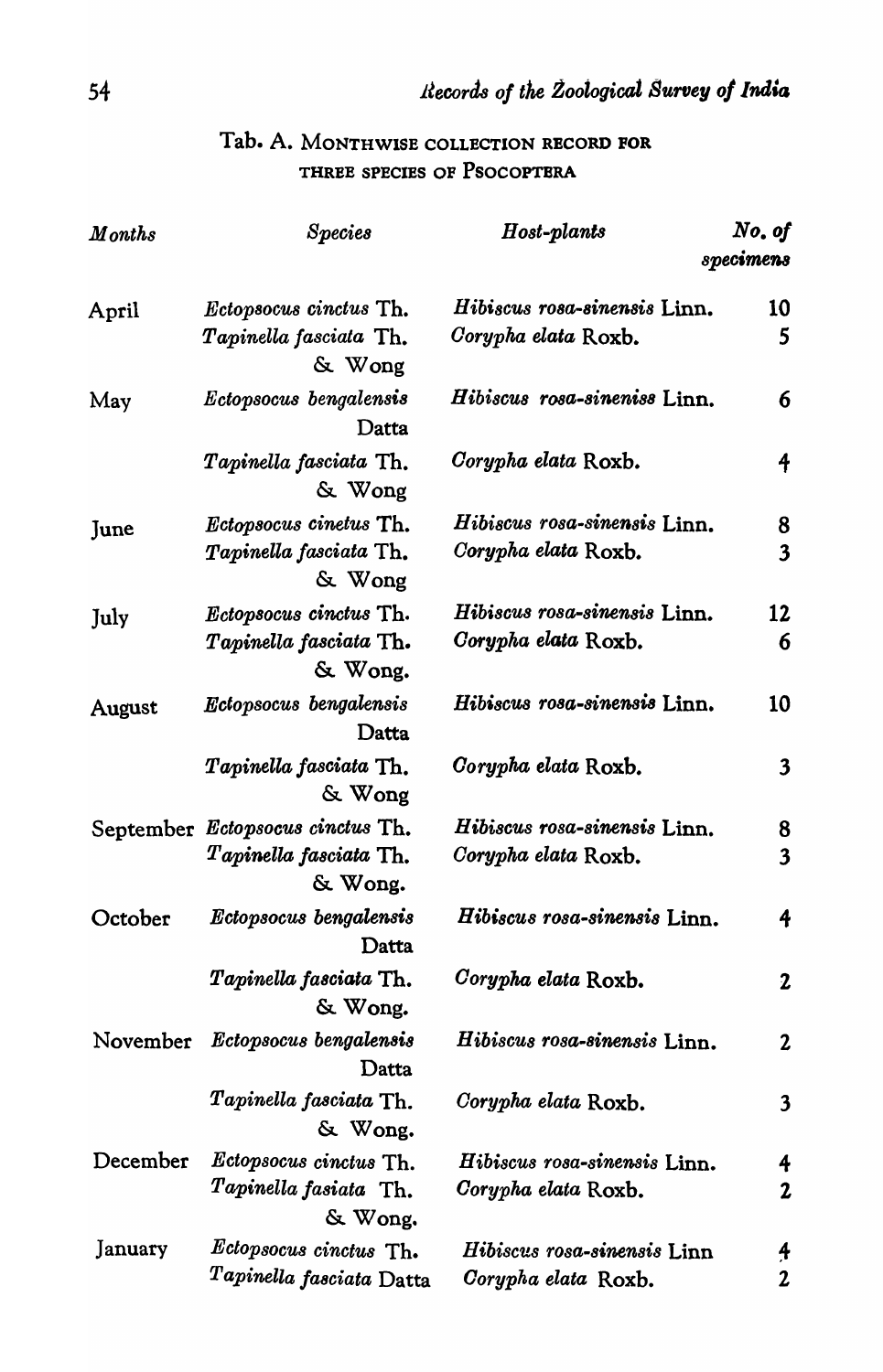### Tab. A. Monthwise collection record for three species of Psocoptera

| *Months* | *Species* | *Host-plants* | *No. of specimens* |
|---|---|---|---|
| April | *Ectopsocus cinctus* Th. | *Hibiscus rosa-sinensis* Linn. | 10 |
| | *Tapinella fasciata* Th. & Wong | *Corypha elata* Roxb. | 5 |
| May | *Ectopsocus bengalensis* Datta | *Hibiscus rosa-sineniss* Linn. | 6 |
| | *Tapinella fasciata* Th. & Wong | *Corypha elata* Roxb. | 4 |
| June | *Ectopsocus cinetus* Th. | *Hibiscus rosa-sinensis* Linn. | 8 |
| | *Tapinella fasciata* Th. & Wong | *Corypha elata* Roxb. | 3 |
| July | *Ectopsocus cinctus* Th. | *Hibiscus rosa-sinensis* Linn. | 12 |
| | *Tapinella fasciata* Th. & Wong. | *Corypha elata* Roxb. | 6 |
| August | *Ectopsocus bengalensis* Datta | *Hibiscus rosa-sinensis* Linn. | 10 |
| | *Tapinella fasciata* Th. & Wong | *Corypha elata* Roxb. | 3 |
| September | *Ectopsocus cinctus* Th. | *Hibiscus rosa-sinensis* Linn. | 8 |
| | *Tapinella fasciata* Th. & Wong. | *Corypha elata* Roxb. | 3 |
| October | *Ectopsocus bengalensis* Datta | *Hibiscus rosa-sinensis* Linn. | 4 |
| | *Tapinella fasciata* Th. & Wong. | *Corypha elata* Roxb. | 2 |
| November | *Ectopsocus bengalensis* Datta | *Hibiscus rosa-sinensis* Linn. | 2 |
| | *Tapinella fasciata* Th. & Wong. | *Corypha elata* Roxb. | 3 |
| December | *Ectopsocus cinctus* Th. | *Hibiscus rosa-sinensis* Linn. | 4 |
| | *Tapinella fasiata* Th. & Wong. | *Corypha elata* Roxb. | 2 |
| January | *Ectopsocus cinctus* Th. | *Hibiscus rosa-sinensis* Linn | 4 |
| | *Tapinella fasciata* Datta | *Corypha elata* Roxb. | 2 |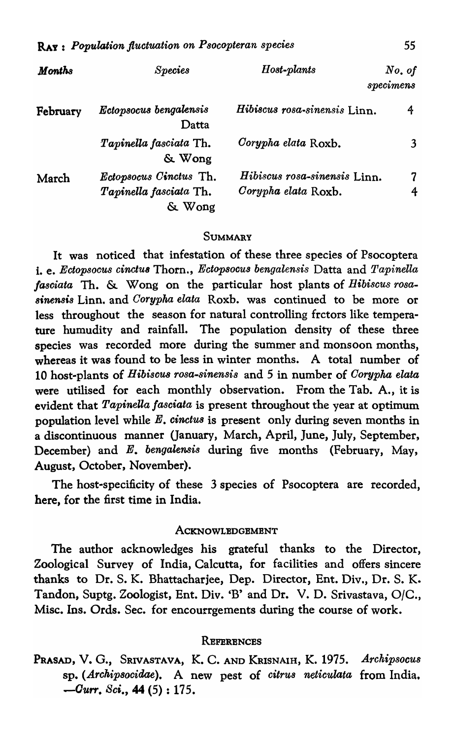| Months | Species | Host-plants | No. of specimens |
|---|---|---|---|
| February | *Ectopsocus bengalensis* Datta | *Hibiscus rosa-sinensis* Linn. | 4 |
| | *Tapinella fasciata* Th. & Wong | *Corypha elata* Roxb. | 3 |
| March | *Ectopsocus Cinctus* Th. | *Hibiscus rosa-sinensis* Linn. | 7 |
| | *Tapinella fasciata* Th. & Wong | *Corypha elata* Roxb. | 4 |

## Summary

It was noticed that infestation of these three species of Psocoptera i. e. *Ectopsocus cinctus* Thorn., *Ectopsocus bengalensis* Datta and *Tapinella fasciata* Th. & Wong on the particular host plants of *Hibiscus rosa-sinensis* Linn. and *Corypha elata* Roxb. was continued to be more or less throughout the season for natural controlling frctors like temperature humudity and rainfall. The population density of these three species was recorded more during the summer and monsoon months, whereas it was found to be less in winter months. A total number of 10 host-plants of *Hibiscus rosa-sinensis* and 5 in number of *Corypha elata* were utilised for each monthly observation. From the Tab. A., it is evident that *Tapinella fasciata* is present throughout the year at optimum population level while *E. cinctus* is present only during seven months in a discontinuous manner (January, March, April, June, July, September, December) and *E. bengalensis* during five months (February, May, August, October, November).

The host-specificity of these 3 species of Psocoptera are recorded, here, for the first time in India.

## Acknowledgement

The author acknowledges his grateful thanks to the Director, Zoological Survey of India, Calcutta, for facilities and offers sincere thanks to Dr. S. K. Bhattacharjee, Dep. Director, Ent. Div., Dr. S. K. Tandon, Suptg. Zoologist, Ent. Div. 'B' and Dr. V. D. Srivastava, O/C., Misc. Ins. Ords. Sec. for encourrgements during the course of work.

## References

Prasad, V. G., Srivastava, K. C. and Krisnaih, K. 1975. *Archipsocus* sp. (*Archipsocidae*). A new pest of *citrus neticulata* from India. —*Curr. Sci.*, **44** (5) : 175.